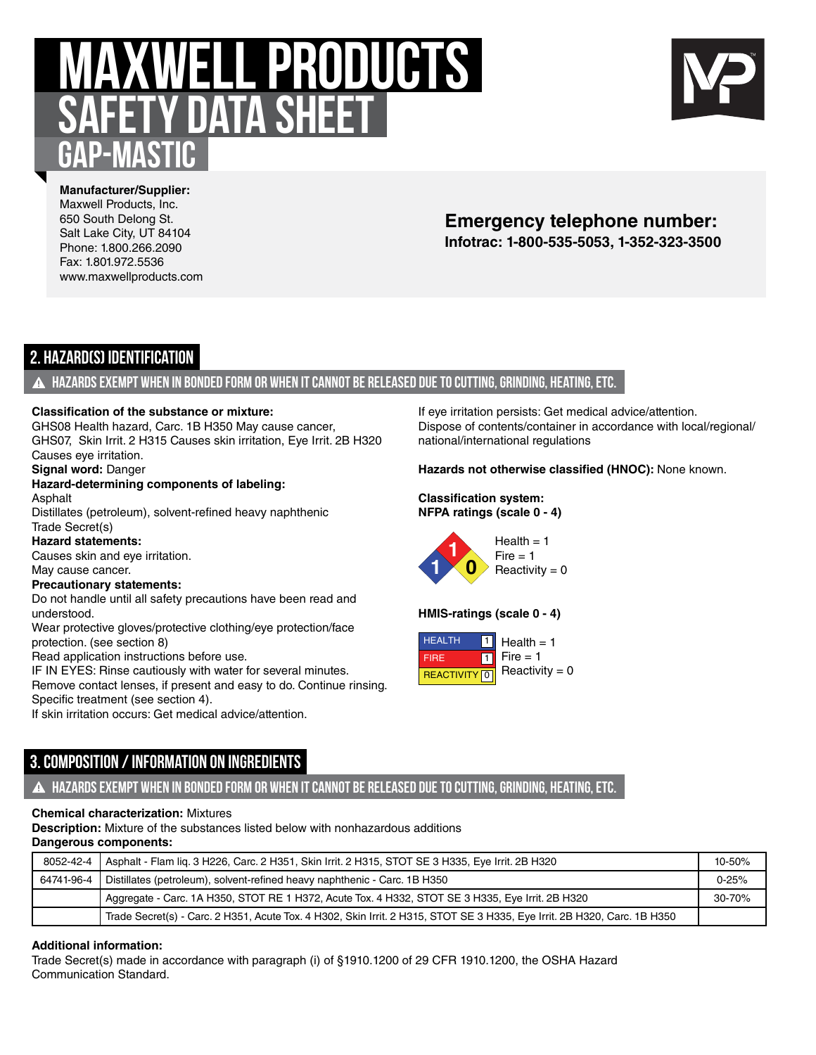# MAXWELL PRODUCTS SAFETY DATA SHEET

## GAP-MASTIC

**Manufacturer/Supplier:**
Maxwell Products, Inc.
650 South Delong St.
Salt Lake City, UT 84104
Phone: 1.800.266.2090
Fax: 1.801.972.5536
www.maxwellproducts.com

**Emergency telephone number:**
**Infotrac: 1-800-535-5053, 1-352-323-3500**

## 2. HAZARD(S) IDENTIFICATION

**⚠ HAZARDS EXEMPT WHEN IN BONDED FORM OR WHEN IT CANNOT BE RELEASED DUE TO CUTTING, GRINDING, HEATING, ETC.**

**Classification of the substance or mixture:**
GHS08 Health hazard, Carc. 1B H350 May cause cancer,
GHS07, Skin Irrit. 2 H315 Causes skin irritation, Eye Irrit. 2B H320 Causes eye irritation.

**Signal word:** Danger

**Hazard-determining components of labeling:**
Asphalt
Distillates (petroleum), solvent-refined heavy naphthenic
Trade Secret(s)

**Hazard statements:**
Causes skin and eye irritation.
May cause cancer.

**Precautionary statements:**
Do not handle until all safety precautions have been read and understood.
Wear protective gloves/protective clothing/eye protection/face protection. (see section 8)
Read application instructions before use.
IF IN EYES: Rinse cautiously with water for several minutes.
Remove contact lenses, if present and easy to do. Continue rinsing.
Specific treatment (see section 4).
If skin irritation occurs: Get medical advice/attention.
If eye irritation persists: Get medical advice/attention.
Dispose of contents/container in accordance with local/regional/national/international regulations

**Hazards not otherwise classified (HNOC):** None known.

**Classification system:**
**NFPA ratings (scale 0 - 4)**

Health = 1
Fire = 1
Reactivity = 0

**HMIS-ratings (scale 0 - 4)**

| HEALTH | 1 |
|---|---|
| FIRE | 1 |
| REACTIVITY | 0 |

Health = 1
Fire = 1
Reactivity = 0

## 3. COMPOSITION / INFORMATION ON INGREDIENTS

**⚠ HAZARDS EXEMPT WHEN IN BONDED FORM OR WHEN IT CANNOT BE RELEASED DUE TO CUTTING, GRINDING, HEATING, ETC.**

**Chemical characterization:** Mixtures
**Description:** Mixture of the substances listed below with nonhazardous additions
**Dangerous components:**

| | | |
|---|---|---|
| 8052-42-4 | Asphalt - Flam liq. 3 H226, Carc. 2 H351, Skin Irrit. 2 H315, STOT SE 3 H335, Eye Irrit. 2B H320 | 10-50% |
| 64741-96-4 | Distillates (petroleum), solvent-refined heavy naphthenic - Carc. 1B H350 | 0-25% |
| | Aggregate - Carc. 1A H350, STOT RE 1 H372, Acute Tox. 4 H332, STOT SE 3 H335, Eye Irrit. 2B H320 | 30-70% |
| | Trade Secret(s) - Carc. 2 H351, Acute Tox. 4 H302, Skin Irrit. 2 H315, STOT SE 3 H335, Eye Irrit. 2B H320, Carc. 1B H350 | |

**Additional information:**
Trade Secret(s) made in accordance with paragraph (i) of §1910.1200 of 29 CFR 1910.1200, the OSHA Hazard Communication Standard.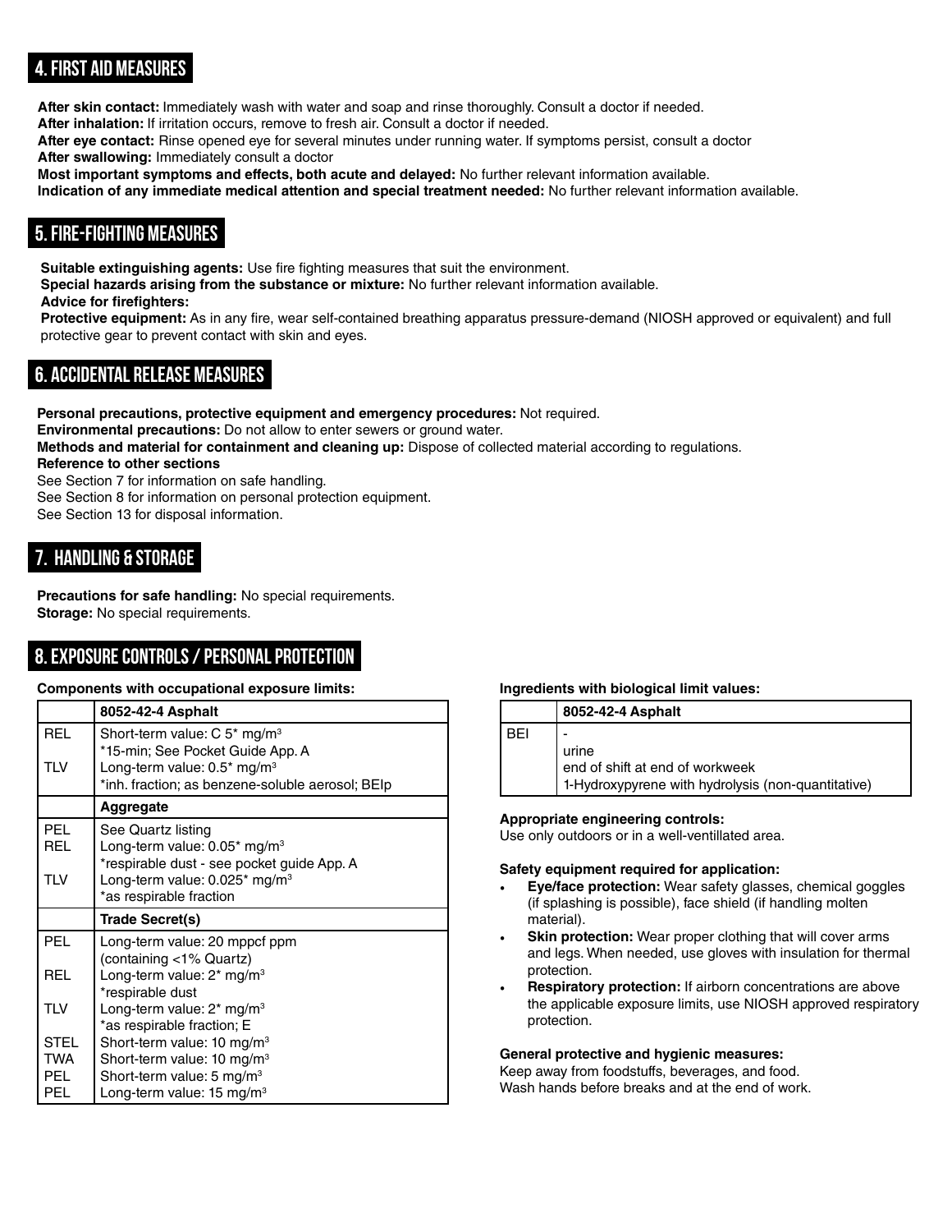## 4. FIRST AID MEASURES

**After skin contact:** Immediately wash with water and soap and rinse thoroughly. Consult a doctor if needed.
**After inhalation:** If irritation occurs, remove to fresh air. Consult a doctor if needed.
**After eye contact:** Rinse opened eye for several minutes under running water. If symptoms persist, consult a doctor
**After swallowing:** Immediately consult a doctor
**Most important symptoms and effects, both acute and delayed:** No further relevant information available.
**Indication of any immediate medical attention and special treatment needed:** No further relevant information available.

## 5. FIRE-FIGHTING MEASURES

**Suitable extinguishing agents:** Use fire fighting measures that suit the environment.
**Special hazards arising from the substance or mixture:** No further relevant information available.
**Advice for firefighters:**
**Protective equipment:** As in any fire, wear self-contained breathing apparatus pressure-demand (NIOSH approved or equivalent) and full protective gear to prevent contact with skin and eyes.

## 6. ACCIDENTAL RELEASE MEASURES

**Personal precautions, protective equipment and emergency procedures:** Not required.
**Environmental precautions:** Do not allow to enter sewers or ground water.
**Methods and material for containment and cleaning up:** Dispose of collected material according to regulations.
**Reference to other sections**
See Section 7 for information on safe handling.
See Section 8 for information on personal protection equipment.
See Section 13 for disposal information.

## 7. HANDLING & STORAGE

**Precautions for safe handling:** No special requirements.
**Storage:** No special requirements.

## 8. EXPOSURE CONTROLS / PERSONAL PROTECTION

**Components with occupational exposure limits:**

| | **8052-42-4 Asphalt** |
|---|---|
| REL | Short-term value: C 5* mg/m³<br>*15-min; See Pocket Guide App. A |
| TLV | Long-term value: 0.5* mg/m³<br>*inh. fraction; as benzene-soluble aerosol; BEIp |
| | **Aggregate** |
| PEL | See Quartz listing |
| REL | Long-term value: 0.05* mg/m³<br>*respirable dust - see pocket guide App. A |
| TLV | Long-term value: 0.025* mg/m³<br>*as respirable fraction |
| | **Trade Secret(s)** |
| PEL | Long-term value: 20 mppcf ppm<br>(containing <1% Quartz) |
| REL | Long-term value: 2* mg/m³<br>*respirable dust |
| TLV | Long-term value: 2* mg/m³<br>*as respirable fraction; E |
| STEL | Short-term value: 10 mg/m³ |
| TWA | Short-term value: 10 mg/m³ |
| PEL | Short-term value: 5 mg/m³ |
| PEL | Long-term value: 15 mg/m³ |

**Ingredients with biological limit values:**

| | **8052-42-4 Asphalt** |
|---|---|
| BEI | -<br>urine<br>end of shift at end of workweek<br>1-Hydroxypyrene with hydrolysis (non-quantitative) |

**Appropriate engineering controls:**
Use only outdoors or in a well-ventillated area.

**Safety equipment required for application:**

- **Eye/face protection:** Wear safety glasses, chemical goggles (if splashing is possible), face shield (if handling molten material).
- **Skin protection:** Wear proper clothing that will cover arms and legs. When needed, use gloves with insulation for thermal protection.
- **Respiratory protection:** If airborn concentrations are above the applicable exposure limits, use NIOSH approved respiratory protection.

**General protective and hygienic measures:**
Keep away from foodstuffs, beverages, and food.
Wash hands before breaks and at the end of work.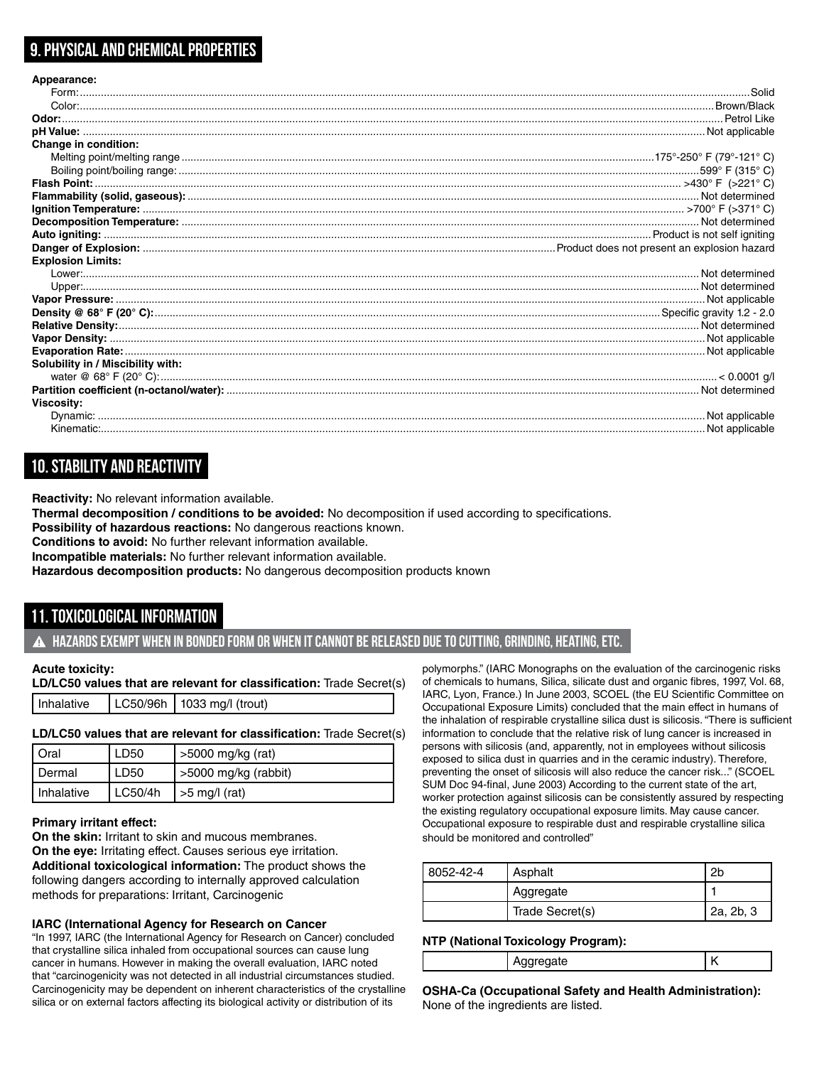## 9. PHYSICAL AND CHEMICAL PROPERTIES

**Appearance:**

Form: Solid

Color: Brown/Black

**Odor:** Petrol Like

**pH Value:** Not applicable

**Change in condition:**

Melting point/melting range: 175°-250° F (79°-121° C)

Boiling point/boiling range: 599° F (315° C)

**Flash Point:** >430° F (>221° C)

**Flammability (solid, gaseous):** Not determined

**Ignition Temperature:** >700° F (>371° C)

**Decomposition Temperature:** Not determined

**Auto igniting:** Product is not self igniting

**Danger of Explosion:** Product does not present an explosion hazard

**Explosion Limits:**

Lower: Not determined

Upper: Not determined

**Vapor Pressure:** Not applicable

**Density @ 68° F (20° C):** Specific gravity 1.2 - 2.0

**Relative Density:** Not determined

**Vapor Density:** Not applicable

**Evaporation Rate:** Not applicable

**Solubility in / Miscibility with:**

water @ 68° F (20° C): < 0.0001 g/l

**Partition coefficient (n-octanol/water):** Not determined

**Viscosity:**

Dynamic: Not applicable

Kinematic: Not applicable

## 10. STABILITY AND REACTIVITY

**Reactivity:** No relevant information available.

**Thermal decomposition / conditions to be avoided:** No decomposition if used according to specifications.

**Possibility of hazardous reactions:** No dangerous reactions known.

**Conditions to avoid:** No further relevant information available.

**Incompatible materials:** No further relevant information available.

**Hazardous decomposition products:** No dangerous decomposition products known

## 11. TOXICOLOGICAL INFORMATION

### ⚠ HAZARDS EXEMPT WHEN IN BONDED FORM OR WHEN IT CANNOT BE RELEASED DUE TO CUTTING, GRINDING, HEATING, ETC.

**Acute toxicity:**

**LD/LC50 values that are relevant for classification:** Trade Secret(s)

| Inhalative | LC50/96h | 1033 mg/l (trout) |
|---|---|---|

**LD/LC50 values that are relevant for classification:** Trade Secret(s)

| Oral | LD50 | >5000 mg/kg (rat) |
|---|---|---|
| Dermal | LD50 | >5000 mg/kg (rabbit) |
| Inhalative | LC50/4h | >5 mg/l (rat) |

**Primary irritant effect:**

**On the skin:** Irritant to skin and mucous membranes.

**On the eye:** Irritating effect. Causes serious eye irritation.

**Additional toxicological information:** The product shows the following dangers according to internally approved calculation methods for preparations: Irritant, Carcinogenic

**IARC (International Agency for Research on Cancer**

"In 1997, IARC (the International Agency for Research on Cancer) concluded that crystalline silica inhaled from occupational sources can cause lung cancer in humans. However in making the overall evaluation, IARC noted that "carcinogenicity was not detected in all industrial circumstances studied. Carcinogenicity may be dependent on inherent characteristics of the crystalline silica or on external factors affecting its biological activity or distribution of its polymorphs." (IARC Monographs on the evaluation of the carcinogenic risks of chemicals to humans, Silica, silicate dust and organic fibres, 1997, Vol. 68, IARC, Lyon, France.) In June 2003, SCOEL (the EU Scientific Committee on Occupational Exposure Limits) concluded that the main effect in humans of the inhalation of respirable crystalline silica dust is silicosis. "There is sufficient information to conclude that the relative risk of lung cancer is increased in persons with silicosis (and, apparently, not in employees without silicosis exposed to silica dust in quarries and in the ceramic industry). Therefore, preventing the onset of silicosis will also reduce the cancer risk..." (SCOEL SUM Doc 94-final, June 2003) According to the current state of the art, worker protection against silicosis can be consistently assured by respecting the existing regulatory occupational exposure limits. May cause cancer. Occupational exposure to respirable dust and respirable crystalline silica should be monitored and controlled"

| 8052-42-4 | Asphalt | 2b |
|---|---|---|
| | Aggregate | 1 |
| | Trade Secret(s) | 2a, 2b, 3 |

**NTP (National Toxicology Program):**

| | Aggregate | K |
|---|---|---|

**OSHA-Ca (Occupational Safety and Health Administration):**

None of the ingredients are listed.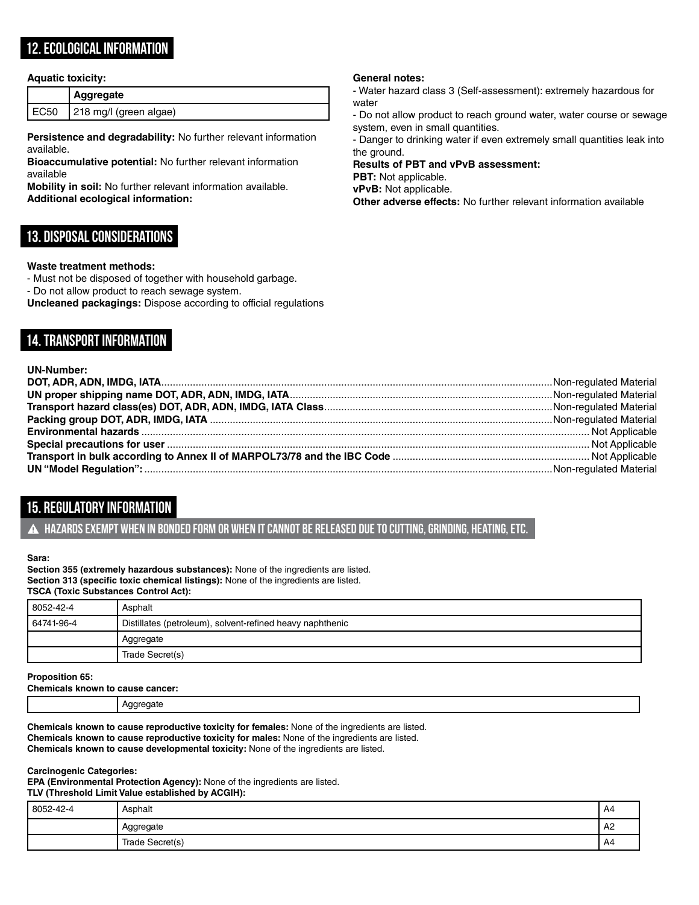## 12. ECOLOGICAL INFORMATION

**Aquatic toxicity:**

| | Aggregate |
|---|---|
| EC50 | 218 mg/l (green algae) |

**Persistence and degradability:** No further relevant information available.

**Bioaccumulative potential:** No further relevant information available

**Mobility in soil:** No further relevant information available.

**Additional ecological information:**

**General notes:**

- Water hazard class 3 (Self-assessment): extremely hazardous for water
- Do not allow product to reach ground water, water course or sewage system, even in small quantities.
- Danger to drinking water if even extremely small quantities leak into the ground.

**Results of PBT and vPvB assessment:**

**PBT:** Not applicable.

**vPvB:** Not applicable.

**Other adverse effects:** No further relevant information available

## 13. DISPOSAL CONSIDERATIONS

**Waste treatment methods:**

- Must not be disposed of together with household garbage.
- Do not allow product to reach sewage system.

**Uncleaned packagings:** Dispose according to official regulations

## 14. TRANSPORT INFORMATION

**UN-Number:**

**DOT, ADR, ADN, IMDG, IATA**......Non-regulated Material

**UN proper shipping name DOT, ADR, ADN, IMDG, IATA**......Non-regulated Material

**Transport hazard class(es) DOT, ADR, ADN, IMDG, IATA Class**......Non-regulated Material

**Packing group DOT, ADR, IMDG, IATA**......Non-regulated Material

**Environmental hazards**......Not Applicable

**Special precautions for user**......Not Applicable

**Transport in bulk according to Annex II of MARPOL73/78 and the IBC Code**......Not Applicable

**UN "Model Regulation":**......Non-regulated Material

## 15. REGULATORY INFORMATION

### ⚠ HAZARDS EXEMPT WHEN IN BONDED FORM OR WHEN IT CANNOT BE RELEASED DUE TO CUTTING, GRINDING, HEATING, ETC.

**Sara:**

**Section 355 (extremely hazardous substances):** None of the ingredients are listed.

**Section 313 (specific toxic chemical listings):** None of the ingredients are listed.

**TSCA (Toxic Substances Control Act):**

| | |
|---|---|
| 8052-42-4 | Asphalt |
| 64741-96-4 | Distillates (petroleum), solvent-refined heavy naphthenic |
| | Aggregate |
| | Trade Secret(s) |

**Proposition 65:**

**Chemicals known to cause cancer:**

| | |
|---|---|
| | Aggregate |

**Chemicals known to cause reproductive toxicity for females:** None of the ingredients are listed.

**Chemicals known to cause reproductive toxicity for males:** None of the ingredients are listed.

**Chemicals known to cause developmental toxicity:** None of the ingredients are listed.

**Carcinogenic Categories:**

**EPA (Environmental Protection Agency):** None of the ingredients are listed.

**TLV (Threshold Limit Value established by ACGIH):**

| | | |
|---|---|---|
| 8052-42-4 | Asphalt | A4 |
| | Aggregate | A2 |
| | Trade Secret(s) | A4 |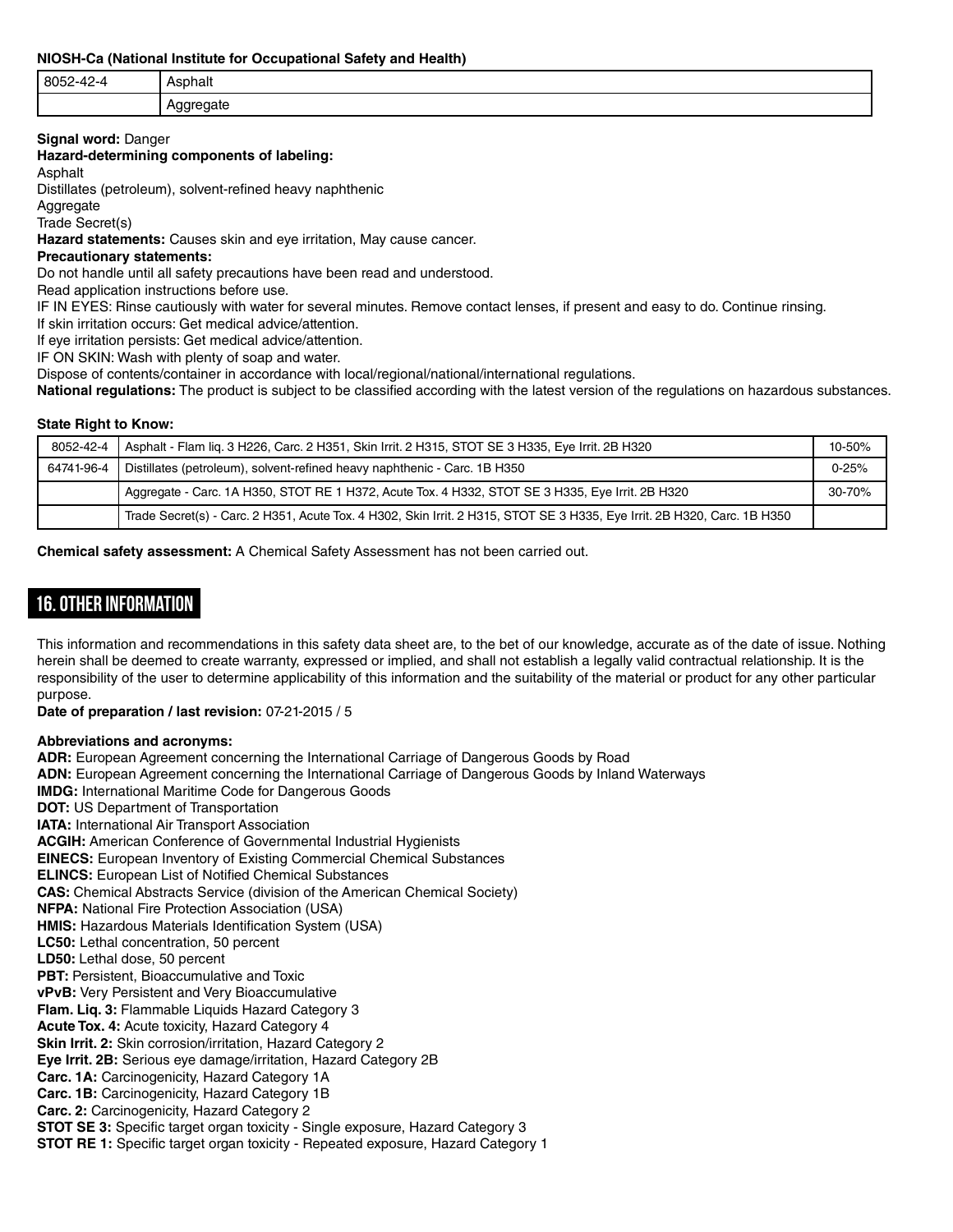**NIOSH-Ca (National Institute for Occupational Safety and Health)**

| | |
|---|---|
| 8052-42-4 | Asphalt |
| | Aggregate |

**Signal word:** Danger

**Hazard-determining components of labeling:**

Asphalt

Distillates (petroleum), solvent-refined heavy naphthenic

Aggregate

Trade Secret(s)

**Hazard statements:** Causes skin and eye irritation, May cause cancer.

**Precautionary statements:**

Do not handle until all safety precautions have been read and understood.

Read application instructions before use.

IF IN EYES: Rinse cautiously with water for several minutes. Remove contact lenses, if present and easy to do. Continue rinsing.

If skin irritation occurs: Get medical advice/attention.

If eye irritation persists: Get medical advice/attention.

IF ON SKIN: Wash with plenty of soap and water.

Dispose of contents/container in accordance with local/regional/national/international regulations.

**National regulations:** The product is subject to be classified according with the latest version of the regulations on hazardous substances.

**State Right to Know:**

| | | |
|---|---|---|
| 8052-42-4 | Asphalt - Flam liq. 3 H226, Carc. 2 H351, Skin Irrit. 2 H315, STOT SE 3 H335, Eye Irrit. 2B H320 | 10-50% |
| 64741-96-4 | Distillates (petroleum), solvent-refined heavy naphthenic - Carc. 1B H350 | 0-25% |
| | Aggregate - Carc. 1A H350, STOT RE 1 H372, Acute Tox. 4 H332, STOT SE 3 H335, Eye Irrit. 2B H320 | 30-70% |
| | Trade Secret(s) - Carc. 2 H351, Acute Tox. 4 H302, Skin Irrit. 2 H315, STOT SE 3 H335, Eye Irrit. 2B H320, Carc. 1B H350 | |

**Chemical safety assessment:** A Chemical Safety Assessment has not been carried out.

## 16. OTHER INFORMATION

This information and recommendations in this safety data sheet are, to the bet of our knowledge, accurate as of the date of issue. Nothing herein shall be deemed to create warranty, expressed or implied, and shall not establish a legally valid contractual relationship. It is the responsibility of the user to determine applicability of this information and the suitability of the material or product for any other particular purpose.

**Date of preparation / last revision:** 07-21-2015 / 5

**Abbreviations and acronyms:**

**ADR:** European Agreement concerning the International Carriage of Dangerous Goods by Road
**ADN:** European Agreement concerning the International Carriage of Dangerous Goods by Inland Waterways
**IMDG:** International Maritime Code for Dangerous Goods
**DOT:** US Department of Transportation
**IATA:** International Air Transport Association
**ACGIH:** American Conference of Governmental Industrial Hygienists
**EINECS:** European Inventory of Existing Commercial Chemical Substances
**ELINCS:** European List of Notified Chemical Substances
**CAS:** Chemical Abstracts Service (division of the American Chemical Society)
**NFPA:** National Fire Protection Association (USA)
**HMIS:** Hazardous Materials Identification System (USA)
**LC50:** Lethal concentration, 50 percent
**LD50:** Lethal dose, 50 percent
**PBT:** Persistent, Bioaccumulative and Toxic
**vPvB:** Very Persistent and Very Bioaccumulative
**Flam. Liq. 3:** Flammable Liquids Hazard Category 3
**Acute Tox. 4:** Acute toxicity, Hazard Category 4
**Skin Irrit. 2:** Skin corrosion/irritation, Hazard Category 2
**Eye Irrit. 2B:** Serious eye damage/irritation, Hazard Category 2B
**Carc. 1A:** Carcinogenicity, Hazard Category 1A
**Carc. 1B:** Carcinogenicity, Hazard Category 1B
**Carc. 2:** Carcinogenicity, Hazard Category 2
**STOT SE 3:** Specific target organ toxicity - Single exposure, Hazard Category 3
**STOT RE 1:** Specific target organ toxicity - Repeated exposure, Hazard Category 1